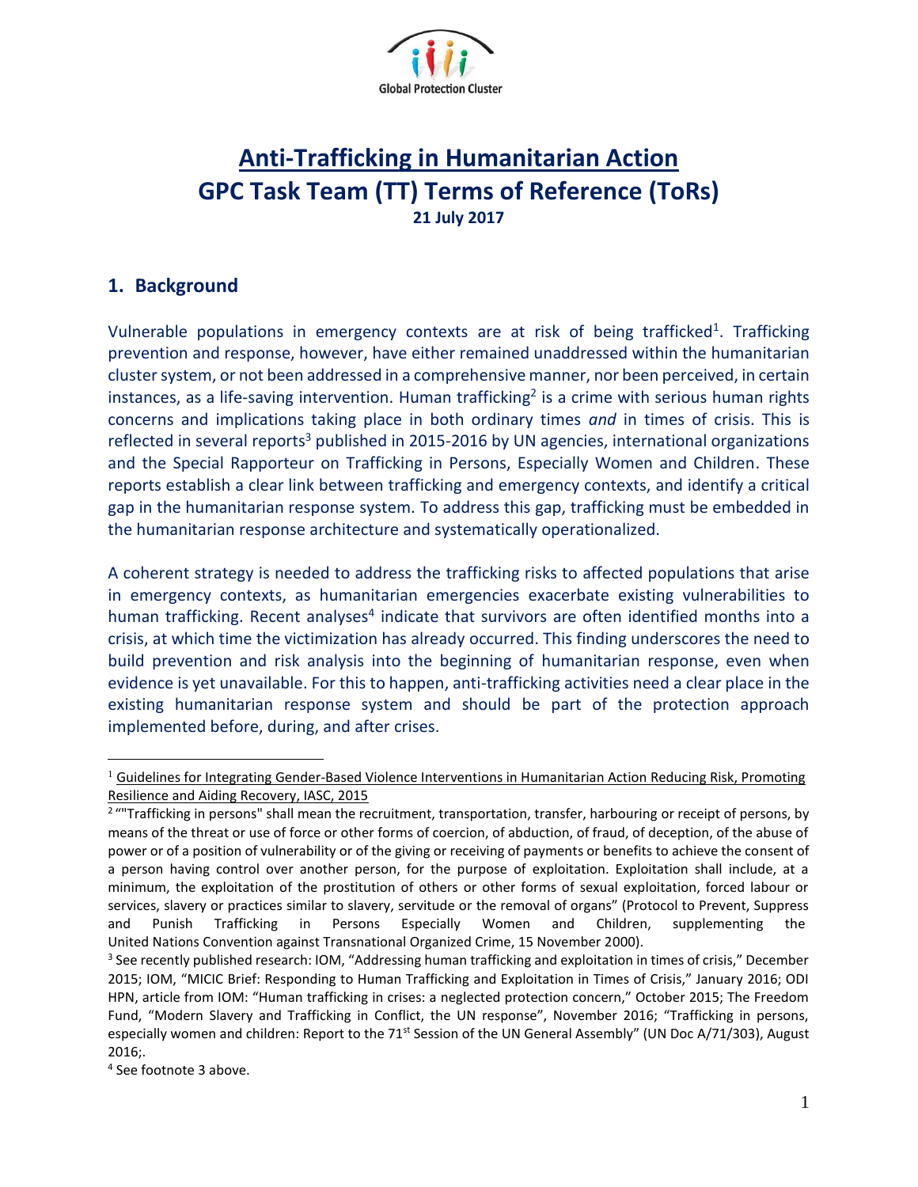# Anti-Trafficking in Humanitarian Action

## GPC Task Team (TT) Terms of Reference (ToRs)

**21 July 2017**

## 1. Background

Vulnerable populations in emergency contexts are at risk of being trafficked[1]. Trafficking prevention and response, however, have either remained unaddressed within the humanitarian cluster system, or not been addressed in a comprehensive manner, nor been perceived, in certain instances, as a life-saving intervention. Human trafficking[2] is a crime with serious human rights concerns and implications taking place in both ordinary times *and* in times of crisis. This is reflected in several reports[3] published in 2015-2016 by UN agencies, international organizations and the Special Rapporteur on Trafficking in Persons, Especially Women and Children. These reports establish a clear link between trafficking and emergency contexts, and identify a critical gap in the humanitarian response system. To address this gap, trafficking must be embedded in the humanitarian response architecture and systematically operationalized.

A coherent strategy is needed to address the trafficking risks to affected populations that arise in emergency contexts, as humanitarian emergencies exacerbate existing vulnerabilities to human trafficking. Recent analyses[4] indicate that survivors are often identified months into a crisis, at which time the victimization has already occurred. This finding underscores the need to build prevention and risk analysis into the beginning of humanitarian response, even when evidence is yet unavailable. For this to happen, anti-trafficking activities need a clear place in the existing humanitarian response system and should be part of the protection approach implemented before, during, and after crises.

---

[1] Guidelines for Integrating Gender-Based Violence Interventions in Humanitarian Action Reducing Risk, Promoting Resilience and Aiding Recovery, IASC, 2015

[2] ""Trafficking in persons" shall mean the recruitment, transportation, transfer, harbouring or receipt of persons, by means of the threat or use of force or other forms of coercion, of abduction, of fraud, of deception, of the abuse of power or of a position of vulnerability or of the giving or receiving of payments or benefits to achieve the consent of a person having control over another person, for the purpose of exploitation. Exploitation shall include, at a minimum, the exploitation of the prostitution of others or other forms of sexual exploitation, forced labour or services, slavery or practices similar to slavery, servitude or the removal of organs" (Protocol to Prevent, Suppress and Punish Trafficking in Persons Especially Women and Children, supplementing the United Nations Convention against Transnational Organized Crime, 15 November 2000).

[3] See recently published research: IOM, "Addressing human trafficking and exploitation in times of crisis," December 2015; IOM, "MICIC Brief: Responding to Human Trafficking and Exploitation in Times of Crisis," January 2016; ODI HPN, article from IOM: "Human trafficking in crises: a neglected protection concern," October 2015; The Freedom Fund, "Modern Slavery and Trafficking in Conflict, the UN response", November 2016; "Trafficking in persons, especially women and children: Report to the 71st Session of the UN General Assembly" (UN Doc A/71/303), August 2016;.

[4] See footnote 3 above.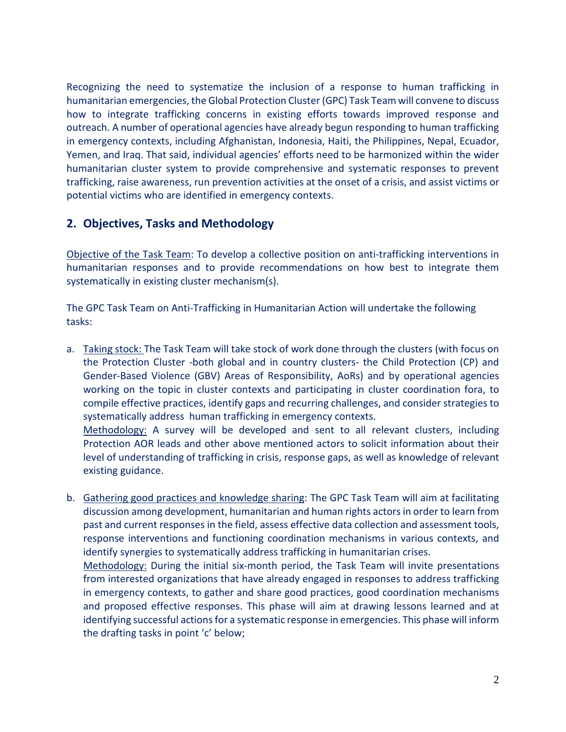Recognizing the need to systematize the inclusion of a response to human trafficking in humanitarian emergencies, the Global Protection Cluster (GPC) Task Team will convene to discuss how to integrate trafficking concerns in existing efforts towards improved response and outreach. A number of operational agencies have already begun responding to human trafficking in emergency contexts, including Afghanistan, Indonesia, Haiti, the Philippines, Nepal, Ecuador, Yemen, and Iraq. That said, individual agencies' efforts need to be harmonized within the wider humanitarian cluster system to provide comprehensive and systematic responses to prevent trafficking, raise awareness, run prevention activities at the onset of a crisis, and assist victims or potential victims who are identified in emergency contexts.

## 2. Objectives, Tasks and Methodology

Objective of the Task Team: To develop a collective position on anti-trafficking interventions in humanitarian responses and to provide recommendations on how best to integrate them systematically in existing cluster mechanism(s).

The GPC Task Team on Anti-Trafficking in Humanitarian Action will undertake the following tasks:

a. Taking stock: The Task Team will take stock of work done through the clusters (with focus on the Protection Cluster -both global and in country clusters- the Child Protection (CP) and Gender-Based Violence (GBV) Areas of Responsibility, AoRs) and by operational agencies working on the topic in cluster contexts and participating in cluster coordination fora, to compile effective practices, identify gaps and recurring challenges, and consider strategies to systematically address human trafficking in emergency contexts.
   Methodology: A survey will be developed and sent to all relevant clusters, including Protection AOR leads and other above mentioned actors to solicit information about their level of understanding of trafficking in crisis, response gaps, as well as knowledge of relevant existing guidance.

b. Gathering good practices and knowledge sharing: The GPC Task Team will aim at facilitating discussion among development, humanitarian and human rights actors in order to learn from past and current responses in the field, assess effective data collection and assessment tools, response interventions and functioning coordination mechanisms in various contexts, and identify synergies to systematically address trafficking in humanitarian crises.
   Methodology: During the initial six-month period, the Task Team will invite presentations from interested organizations that have already engaged in responses to address trafficking in emergency contexts, to gather and share good practices, good coordination mechanisms and proposed effective responses. This phase will aim at drawing lessons learned and at identifying successful actions for a systematic response in emergencies. This phase will inform the drafting tasks in point 'c' below;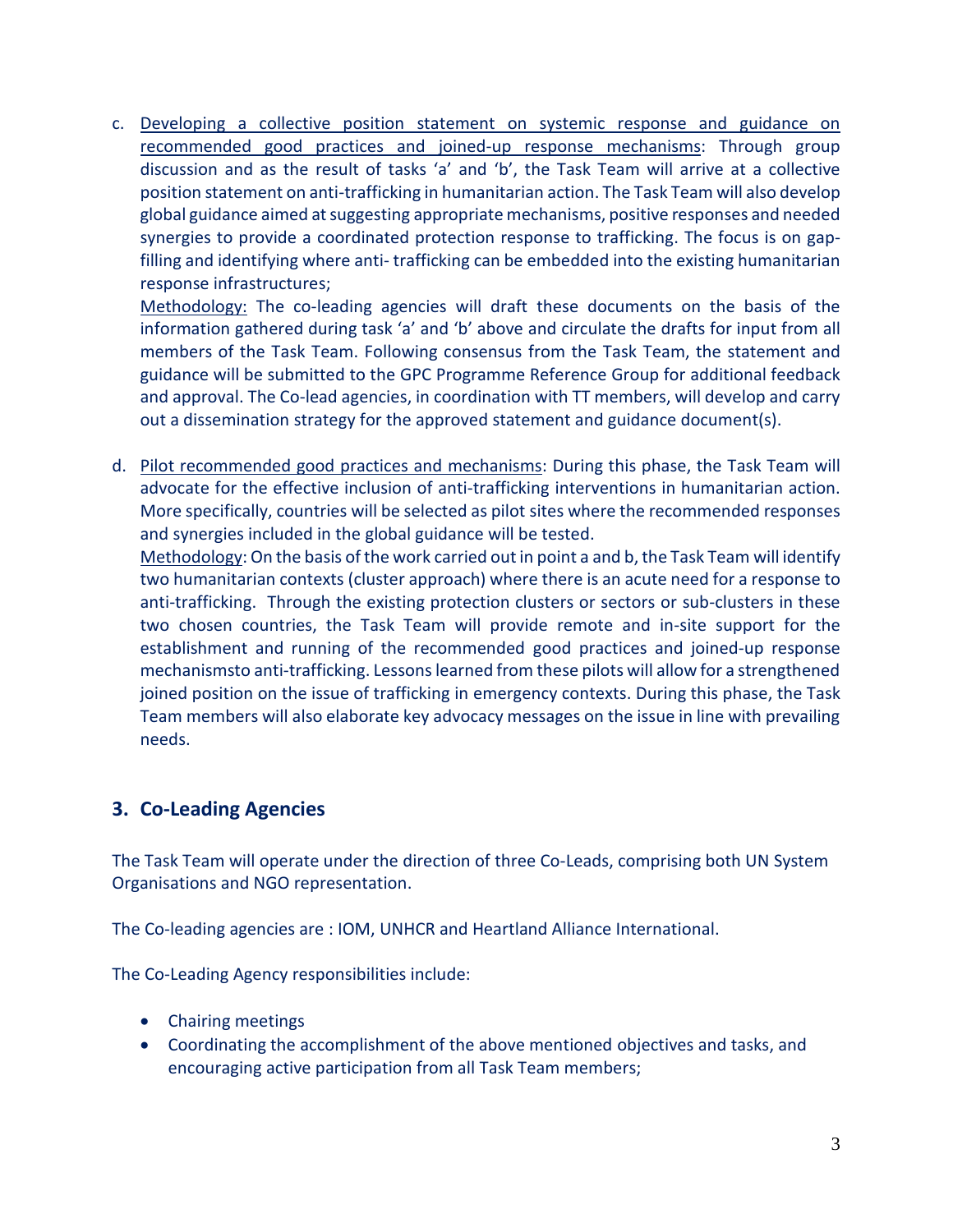c. <u>Developing a collective position statement on systemic response and guidance on recommended good practices and joined-up response mechanisms</u>: Through group discussion and as the result of tasks 'a' and 'b', the Task Team will arrive at a collective position statement on anti-trafficking in humanitarian action. The Task Team will also develop global guidance aimed at suggesting appropriate mechanisms, positive responses and needed synergies to provide a coordinated protection response to trafficking. The focus is on gap-filling and identifying where anti- trafficking can be embedded into the existing humanitarian response infrastructures;

   <u>Methodology:</u> The co-leading agencies will draft these documents on the basis of the information gathered during task 'a' and 'b' above and circulate the drafts for input from all members of the Task Team. Following consensus from the Task Team, the statement and guidance will be submitted to the GPC Programme Reference Group for additional feedback and approval. The Co-lead agencies, in coordination with TT members, will develop and carry out a dissemination strategy for the approved statement and guidance document(s).

d. <u>Pilot recommended good practices and mechanisms</u>: During this phase, the Task Team will advocate for the effective inclusion of anti-trafficking interventions in humanitarian action. More specifically, countries will be selected as pilot sites where the recommended responses and synergies included in the global guidance will be tested.

   <u>Methodology</u>: On the basis of the work carried out in point a and b, the Task Team will identify two humanitarian contexts (cluster approach) where there is an acute need for a response to anti-trafficking. Through the existing protection clusters or sectors or sub-clusters in these two chosen countries, the Task Team will provide remote and in-site support for the establishment and running of the recommended good practices and joined-up response mechanismsto anti-trafficking. Lessons learned from these pilots will allow for a strengthened joined position on the issue of trafficking in emergency contexts. During this phase, the Task Team members will also elaborate key advocacy messages on the issue in line with prevailing needs.

## 3. Co-Leading Agencies

The Task Team will operate under the direction of three Co-Leads, comprising both UN System Organisations and NGO representation.

The Co-leading agencies are : IOM, UNHCR and Heartland Alliance International.

The Co-Leading Agency responsibilities include:

- Chairing meetings
- Coordinating the accomplishment of the above mentioned objectives and tasks, and encouraging active participation from all Task Team members;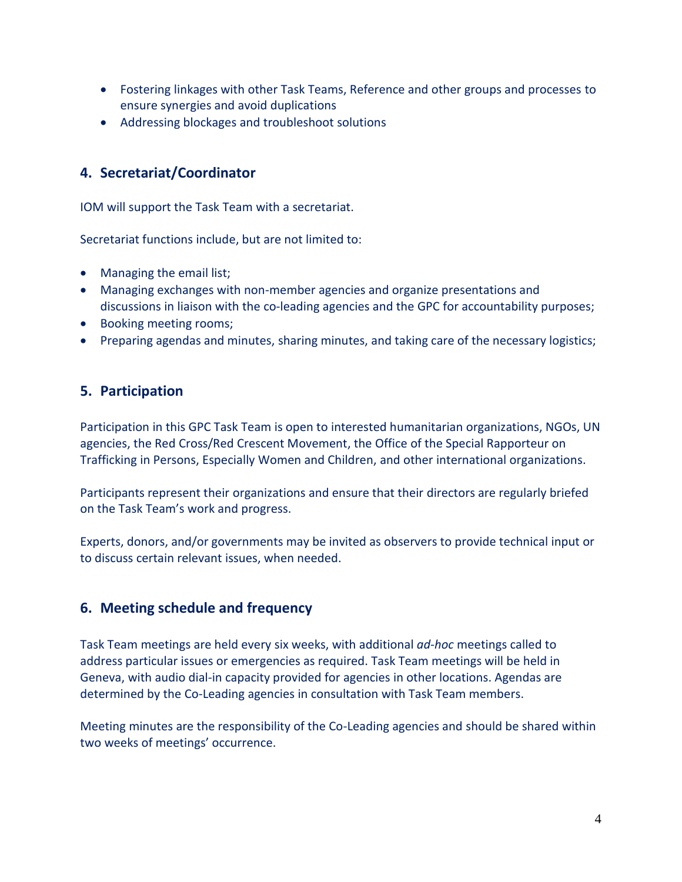- Fostering linkages with other Task Teams, Reference and other groups and processes to ensure synergies and avoid duplications
- Addressing blockages and troubleshoot solutions

## 4. Secretariat/Coordinator

IOM will support the Task Team with a secretariat.

Secretariat functions include, but are not limited to:

- Managing the email list;
- Managing exchanges with non-member agencies and organize presentations and discussions in liaison with the co-leading agencies and the GPC for accountability purposes;
- Booking meeting rooms;
- Preparing agendas and minutes, sharing minutes, and taking care of the necessary logistics;

## 5. Participation

Participation in this GPC Task Team is open to interested humanitarian organizations, NGOs, UN agencies, the Red Cross/Red Crescent Movement, the Office of the Special Rapporteur on Trafficking in Persons, Especially Women and Children, and other international organizations.

Participants represent their organizations and ensure that their directors are regularly briefed on the Task Team's work and progress.

Experts, donors, and/or governments may be invited as observers to provide technical input or to discuss certain relevant issues, when needed.

## 6. Meeting schedule and frequency

Task Team meetings are held every six weeks, with additional *ad-hoc* meetings called to address particular issues or emergencies as required. Task Team meetings will be held in Geneva, with audio dial-in capacity provided for agencies in other locations. Agendas are determined by the Co-Leading agencies in consultation with Task Team members.

Meeting minutes are the responsibility of the Co-Leading agencies and should be shared within two weeks of meetings' occurrence.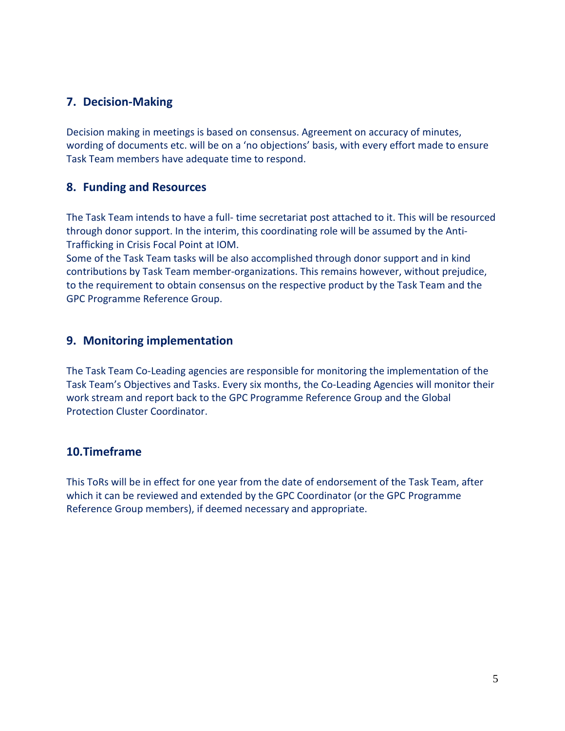## 7. Decision-Making

Decision making in meetings is based on consensus. Agreement on accuracy of minutes, wording of documents etc. will be on a 'no objections' basis, with every effort made to ensure Task Team members have adequate time to respond.

## 8. Funding and Resources

The Task Team intends to have a full- time secretariat post attached to it. This will be resourced through donor support. In the interim, this coordinating role will be assumed by the Anti-Trafficking in Crisis Focal Point at IOM.

Some of the Task Team tasks will be also accomplished through donor support and in kind contributions by Task Team member-organizations. This remains however, without prejudice, to the requirement to obtain consensus on the respective product by the Task Team and the GPC Programme Reference Group.

## 9. Monitoring implementation

The Task Team Co-Leading agencies are responsible for monitoring the implementation of the Task Team's Objectives and Tasks. Every six months, the Co-Leading Agencies will monitor their work stream and report back to the GPC Programme Reference Group and the Global Protection Cluster Coordinator.

## 10. Timeframe

This ToRs will be in effect for one year from the date of endorsement of the Task Team, after which it can be reviewed and extended by the GPC Coordinator (or the GPC Programme Reference Group members), if deemed necessary and appropriate.